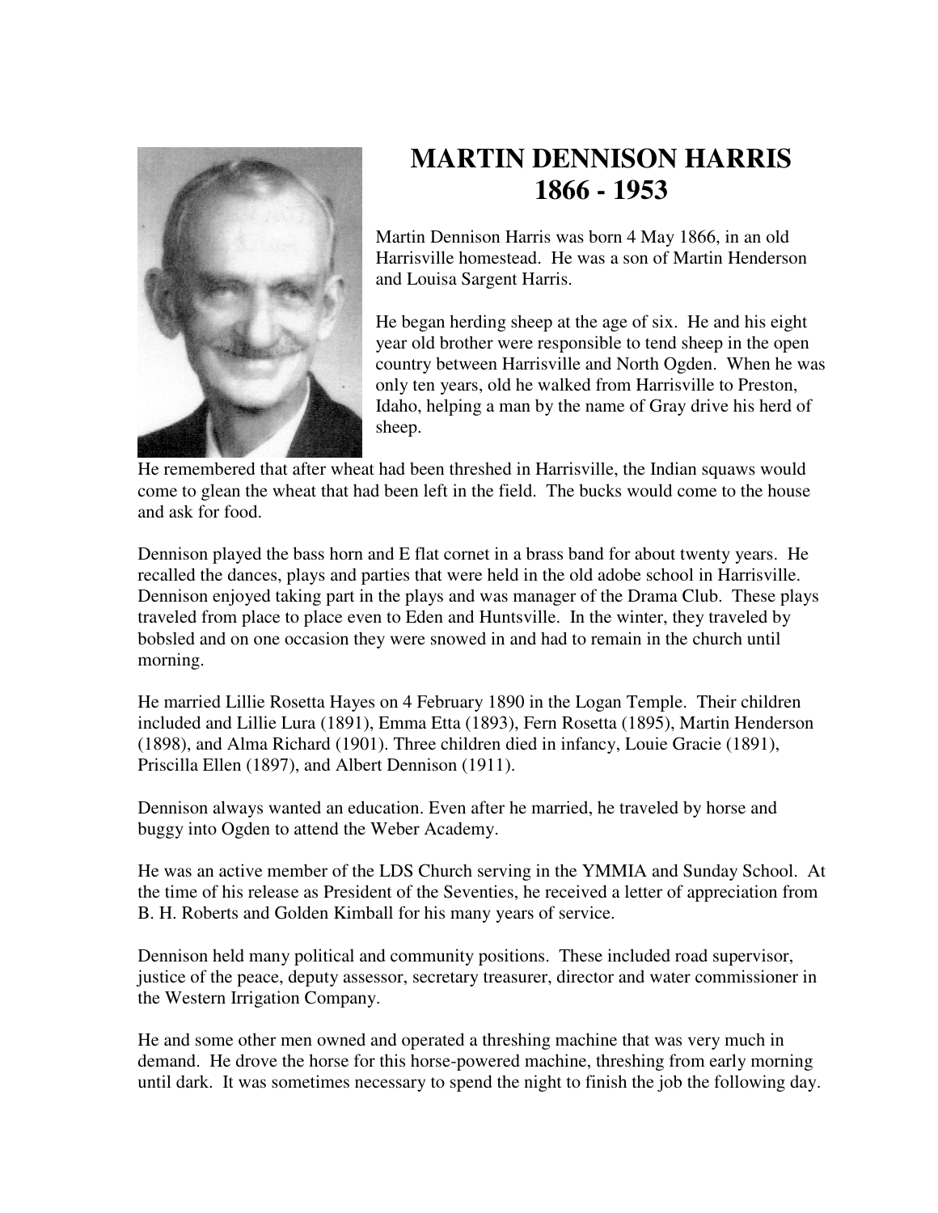# MARTIN DENNISON HARRIS
# 1866 - 1953

Martin Dennison Harris was born 4 May 1866, in an old Harrisville homestead. He was a son of Martin Henderson and Louisa Sargent Harris.

He began herding sheep at the age of six. He and his eight year old brother were responsible to tend sheep in the open country between Harrisville and North Ogden. When he was only ten years, old he walked from Harrisville to Preston, Idaho, helping a man by the name of Gray drive his herd of sheep.

He remembered that after wheat had been threshed in Harrisville, the Indian squaws would come to glean the wheat that had been left in the field. The bucks would come to the house and ask for food.

Dennison played the bass horn and E flat cornet in a brass band for about twenty years. He recalled the dances, plays and parties that were held in the old adobe school in Harrisville. Dennison enjoyed taking part in the plays and was manager of the Drama Club. These plays traveled from place to place even to Eden and Huntsville. In the winter, they traveled by bobsled and on one occasion they were snowed in and had to remain in the church until morning.

He married Lillie Rosetta Hayes on 4 February 1890 in the Logan Temple. Their children included and Lillie Lura (1891), Emma Etta (1893), Fern Rosetta (1895), Martin Henderson (1898), and Alma Richard (1901). Three children died in infancy, Louie Gracie (1891), Priscilla Ellen (1897), and Albert Dennison (1911).

Dennison always wanted an education. Even after he married, he traveled by horse and buggy into Ogden to attend the Weber Academy.

He was an active member of the LDS Church serving in the YMMIA and Sunday School. At the time of his release as President of the Seventies, he received a letter of appreciation from B. H. Roberts and Golden Kimball for his many years of service.

Dennison held many political and community positions. These included road supervisor, justice of the peace, deputy assessor, secretary treasurer, director and water commissioner in the Western Irrigation Company.

He and some other men owned and operated a threshing machine that was very much in demand. He drove the horse for this horse-powered machine, threshing from early morning until dark. It was sometimes necessary to spend the night to finish the job the following day.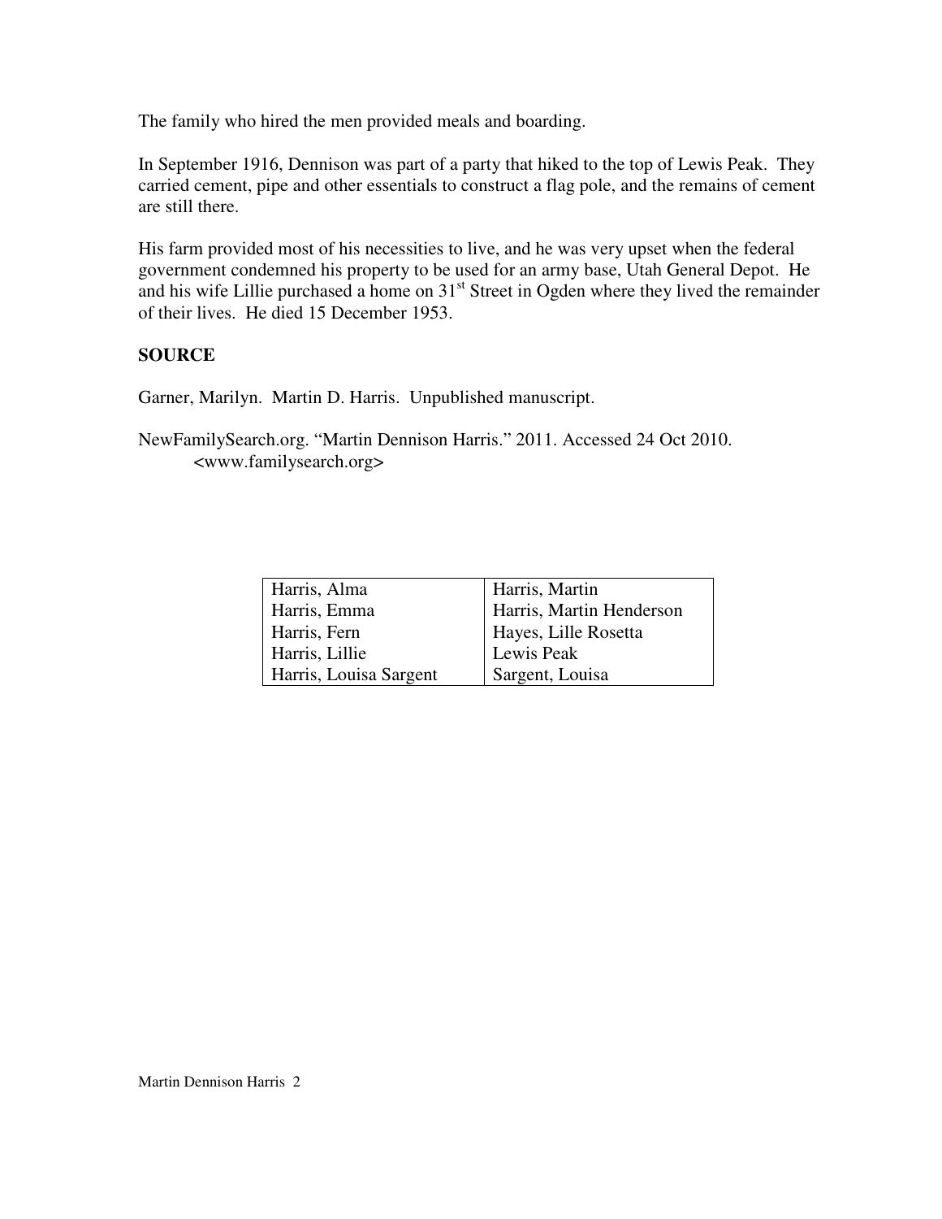The family who hired the men provided meals and boarding.

In September 1916, Dennison was part of a party that hiked to the top of Lewis Peak. They carried cement, pipe and other essentials to construct a flag pole, and the remains of cement are still there.

His farm provided most of his necessities to live, and he was very upset when the federal government condemned his property to be used for an army base, Utah General Depot. He and his wife Lillie purchased a home on 31st Street in Ogden where they lived the remainder of their lives. He died 15 December 1953.

**SOURCE**

Garner, Marilyn. Martin D. Harris. Unpublished manuscript.

NewFamilySearch.org. "Martin Dennison Harris." 2011. Accessed 24 Oct 2010. <www.familysearch.org>

| | |
|---|---|
| Harris, Alma | Harris, Martin |
| Harris, Emma | Harris, Martin Henderson |
| Harris, Fern | Hayes, Lille Rosetta |
| Harris, Lillie | Lewis Peak |
| Harris, Louisa Sargent | Sargent, Louisa |